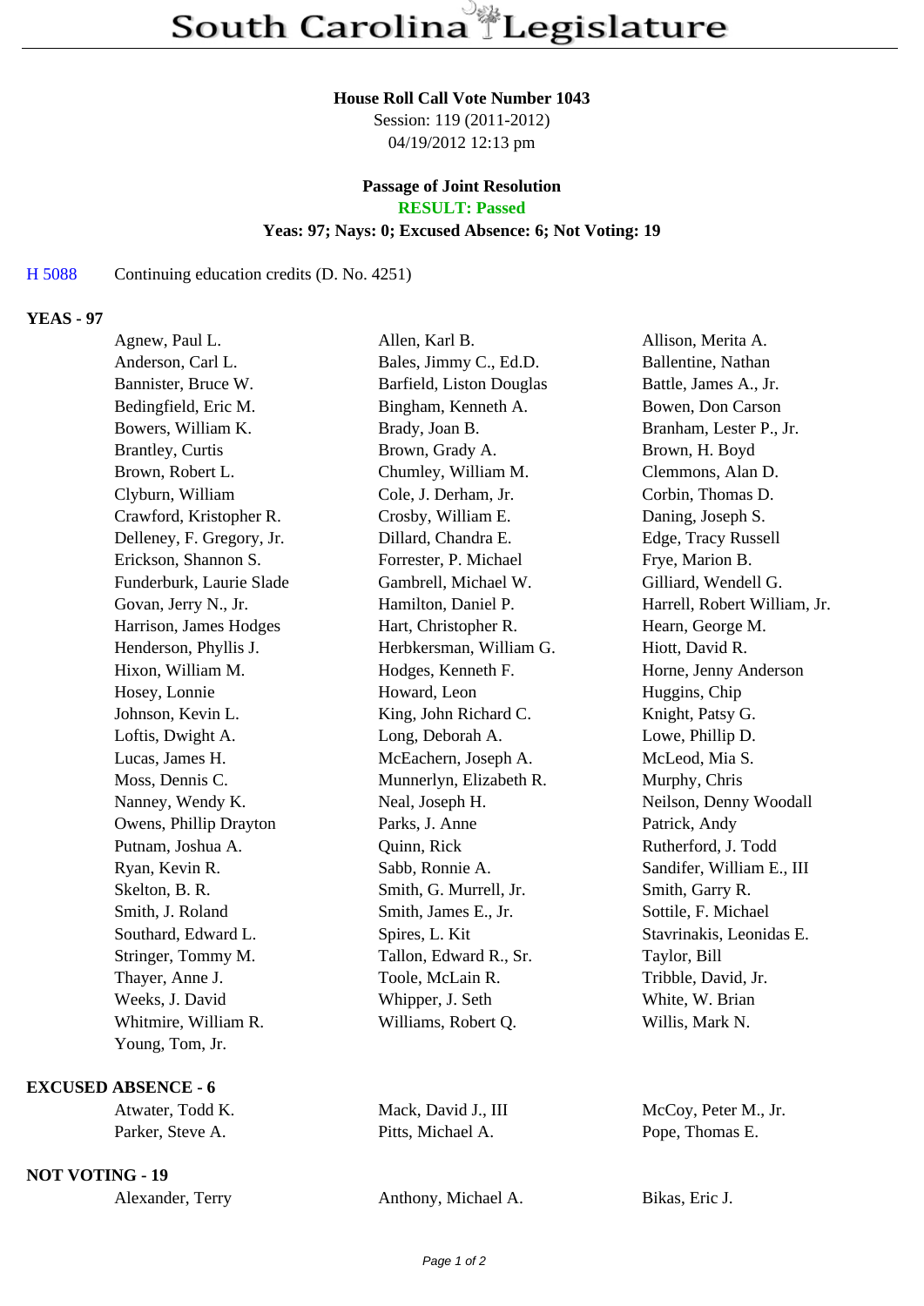# South Carolina Legislature

**House Roll Call Vote Number 1043**
Session: 119 (2011-2012)
04/19/2012 12:13 pm

**Passage of Joint Resolution**
**RESULT: Passed**
**Yeas: 97; Nays: 0; Excused Absence: 6; Not Voting: 19**

H 5088 Continuing education credits (D. No. 4251)

## YEAS - 97

| | | |
|---|---|---|
| Agnew, Paul L. | Allen, Karl B. | Allison, Merita A. |
| Anderson, Carl L. | Bales, Jimmy C., Ed.D. | Ballentine, Nathan |
| Bannister, Bruce W. | Barfield, Liston Douglas | Battle, James A., Jr. |
| Bedingfield, Eric M. | Bingham, Kenneth A. | Bowen, Don Carson |
| Bowers, William K. | Brady, Joan B. | Branham, Lester P., Jr. |
| Brantley, Curtis | Brown, Grady A. | Brown, H. Boyd |
| Brown, Robert L. | Chumley, William M. | Clemmons, Alan D. |
| Clyburn, William | Cole, J. Derham, Jr. | Corbin, Thomas D. |
| Crawford, Kristopher R. | Crosby, William E. | Daning, Joseph S. |
| Delleney, F. Gregory, Jr. | Dillard, Chandra E. | Edge, Tracy Russell |
| Erickson, Shannon S. | Forrester, P. Michael | Frye, Marion B. |
| Funderburk, Laurie Slade | Gambrell, Michael W. | Gilliard, Wendell G. |
| Govan, Jerry N., Jr. | Hamilton, Daniel P. | Harrell, Robert William, Jr. |
| Harrison, James Hodges | Hart, Christopher R. | Hearn, George M. |
| Henderson, Phyllis J. | Herbkersman, William G. | Hiott, David R. |
| Hixon, William M. | Hodges, Kenneth F. | Horne, Jenny Anderson |
| Hosey, Lonnie | Howard, Leon | Huggins, Chip |
| Johnson, Kevin L. | King, John Richard C. | Knight, Patsy G. |
| Loftis, Dwight A. | Long, Deborah A. | Lowe, Phillip D. |
| Lucas, James H. | McEachern, Joseph A. | McLeod, Mia S. |
| Moss, Dennis C. | Munnerlyn, Elizabeth R. | Murphy, Chris |
| Nanney, Wendy K. | Neal, Joseph H. | Neilson, Denny Woodall |
| Owens, Phillip Drayton | Parks, J. Anne | Patrick, Andy |
| Putnam, Joshua A. | Quinn, Rick | Rutherford, J. Todd |
| Ryan, Kevin R. | Sabb, Ronnie A. | Sandifer, William E., III |
| Skelton, B. R. | Smith, G. Murrell, Jr. | Smith, Garry R. |
| Smith, J. Roland | Smith, James E., Jr. | Sottile, F. Michael |
| Southard, Edward L. | Spires, L. Kit | Stavrinakis, Leonidas E. |
| Stringer, Tommy M. | Tallon, Edward R., Sr. | Taylor, Bill |
| Thayer, Anne J. | Toole, McLain R. | Tribble, David, Jr. |
| Weeks, J. David | Whipper, J. Seth | White, W. Brian |
| Whitmire, William R. | Williams, Robert Q. | Willis, Mark N. |
| Young, Tom, Jr. | | |

## EXCUSED ABSENCE - 6

| | | |
|---|---|---|
| Atwater, Todd K. | Mack, David J., III | McCoy, Peter M., Jr. |
| Parker, Steve A. | Pitts, Michael A. | Pope, Thomas E. |

## NOT VOTING - 19

| | | |
|---|---|---|
| Alexander, Terry | Anthony, Michael A. | Bikas, Eric J. |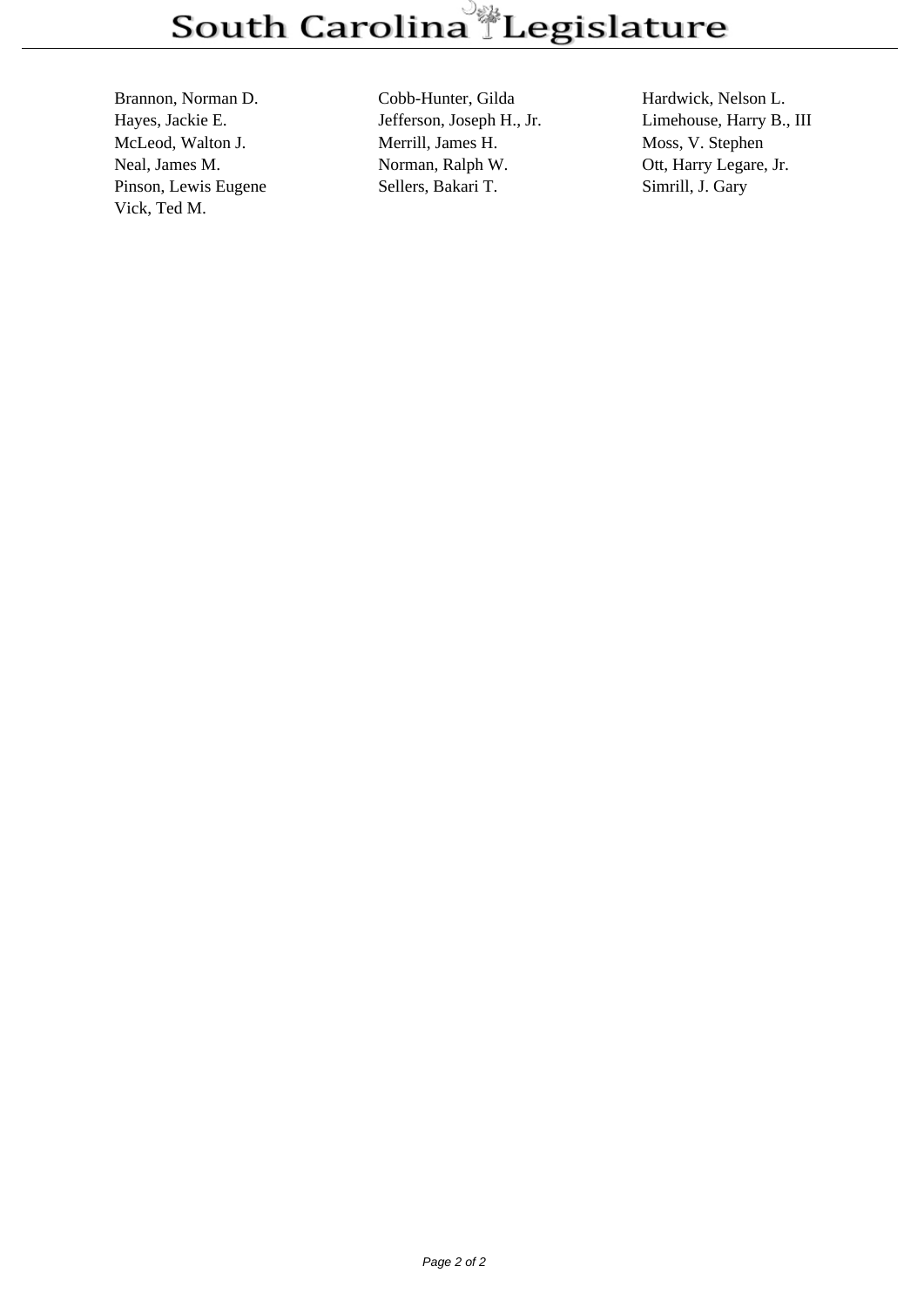Brannon, Norman D.
Cobb-Hunter, Gilda
Hardwick, Nelson L.
Hayes, Jackie E.
Jefferson, Joseph H., Jr.
Limehouse, Harry B., III
McLeod, Walton J.
Merrill, James H.
Moss, V. Stephen
Neal, James M.
Norman, Ralph W.
Ott, Harry Legare, Jr.
Pinson, Lewis Eugene
Sellers, Bakari T.
Simrill, J. Gary
Vick, Ted M.